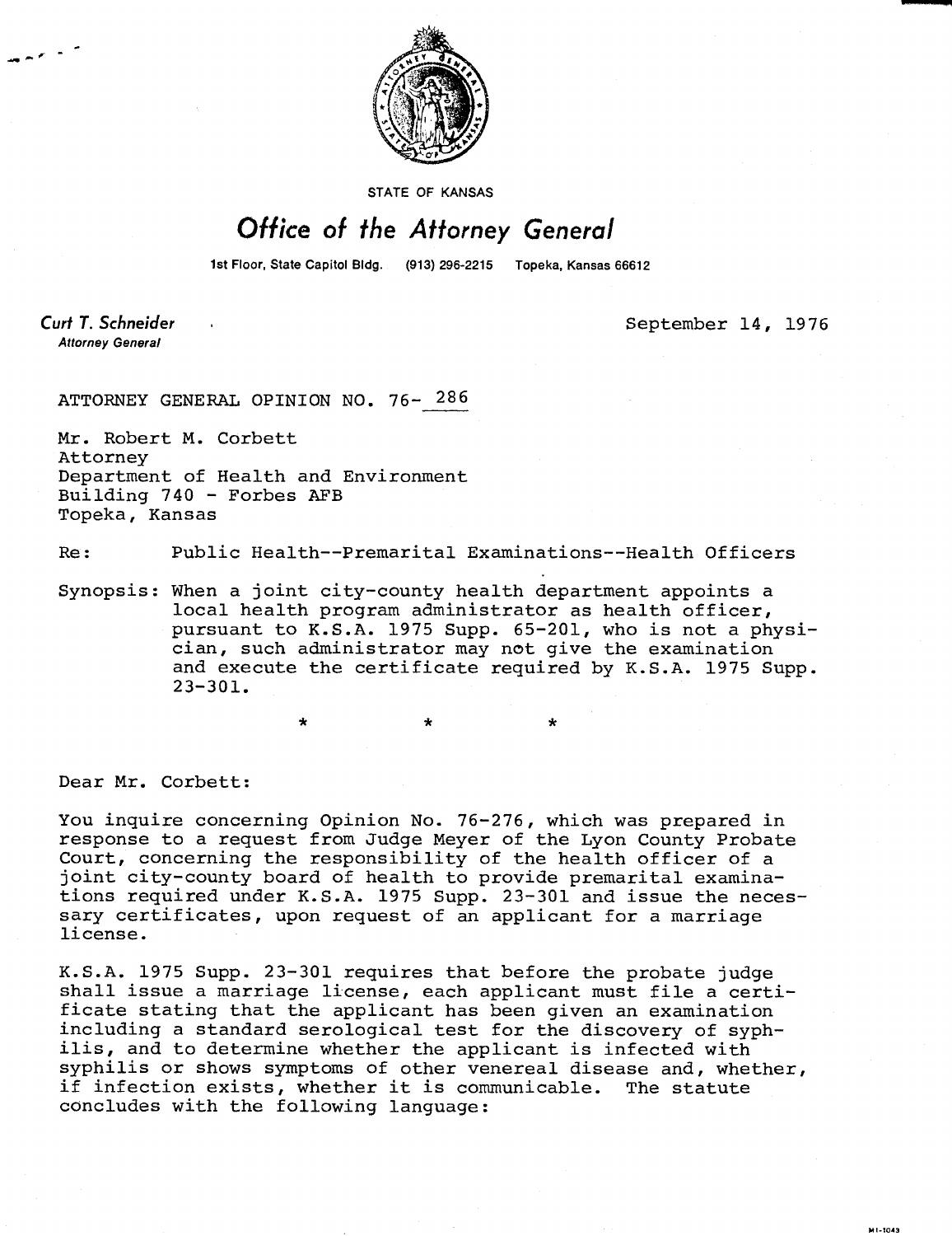STATE OF KANSAS

# Office of the Attorney General

1st Floor, State Capitol Bldg. (913) 296-2215 Topeka, Kansas 66612

**Curt T. Schneider**
*Attorney General*

September 14, 1976

ATTORNEY GENERAL OPINION NO. 76-286

Mr. Robert M. Corbett
Attorney
Department of Health and Environment
Building 740 - Forbes AFB
Topeka, Kansas

Re: Public Health--Premarital Examinations--Health Officers

Synopsis: When a joint city-county health department appoints a local health program administrator as health officer, pursuant to K.S.A. 1975 Supp. 65-201, who is not a physician, such administrator may not give the examination and execute the certificate required by K.S.A. 1975 Supp. 23-301.

\* \* \*

Dear Mr. Corbett:

You inquire concerning Opinion No. 76-276, which was prepared in response to a request from Judge Meyer of the Lyon County Probate Court, concerning the responsibility of the health officer of a joint city-county board of health to provide premarital examinations required under K.S.A. 1975 Supp. 23-301 and issue the necessary certificates, upon request of an applicant for a marriage license.

K.S.A. 1975 Supp. 23-301 requires that before the probate judge shall issue a marriage license, each applicant must file a certificate stating that the applicant has been given an examination including a standard serological test for the discovery of syphilis, and to determine whether the applicant is infected with syphilis or shows symptoms of other venereal disease and, whether, if infection exists, whether it is communicable. The statute concludes with the following language: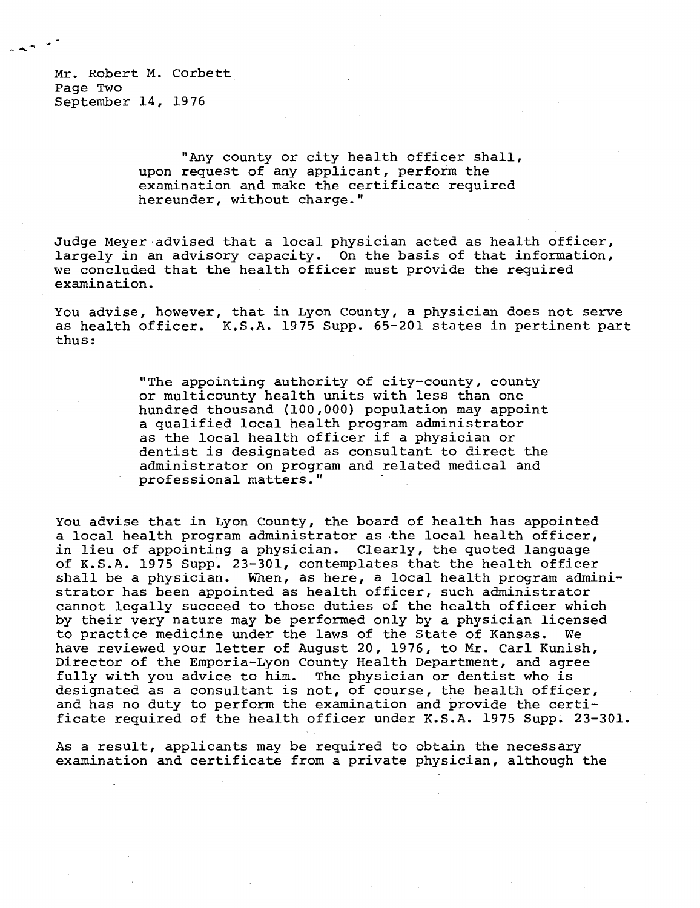"Any county or city health officer shall, upon request of any applicant, perform the examination and make the certificate required hereunder, without charge."

Judge Meyer advised that a local physician acted as health officer, largely in an advisory capacity. On the basis of that information, we concluded that the health officer must provide the required examination.

You advise, however, that in Lyon County, a physician does not serve as health officer. K.S.A. 1975 Supp. 65-201 states in pertinent part thus:

"The appointing authority of city-county, county or multicounty health units with less than one hundred thousand (100,000) population may appoint a qualified local health program administrator as the local health officer if a physician or dentist is designated as consultant to direct the administrator on program and related medical and professional matters."

You advise that in Lyon County, the board of health has appointed a local health program administrator as the local health officer, in lieu of appointing a physician. Clearly, the quoted language of K.S.A. 1975 Supp. 23-301, contemplates that the health officer shall be a physician. When, as here, a local health program administrator has been appointed as health officer, such administrator cannot legally succeed to those duties of the health officer which by their very nature may be performed only by a physician licensed to practice medicine under the laws of the State of Kansas. We have reviewed your letter of August 20, 1976, to Mr. Carl Kunish, Director of the Emporia-Lyon County Health Department, and agree fully with you advice to him. The physician or dentist who is designated as a consultant is not, of course, the health officer, and has no duty to perform the examination and provide the certificate required of the health officer under K.S.A. 1975 Supp. 23-301.

As a result, applicants may be required to obtain the necessary examination and certificate from a private physician, although the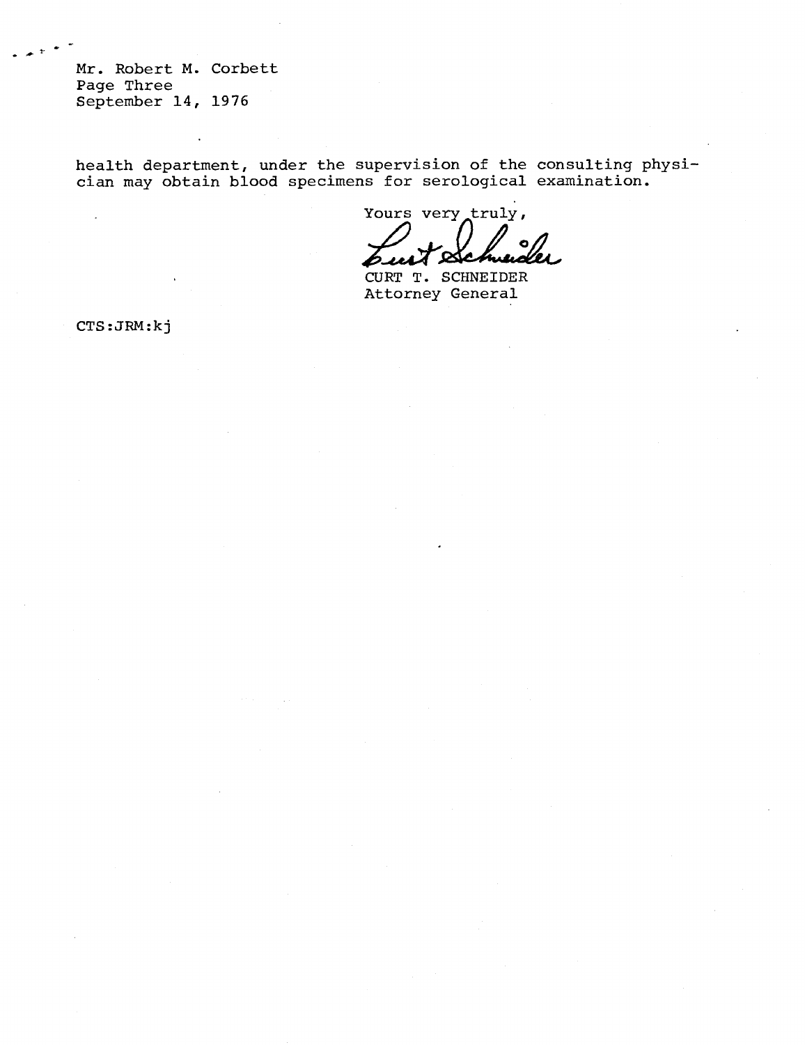Mr. Robert M. Corbett
Page Three
September 14, 1976

health department, under the supervision of the consulting physician may obtain blood specimens for serological examination.

Yours very truly,

CURT T. SCHNEIDER
Attorney General

CTS:JRM:kj